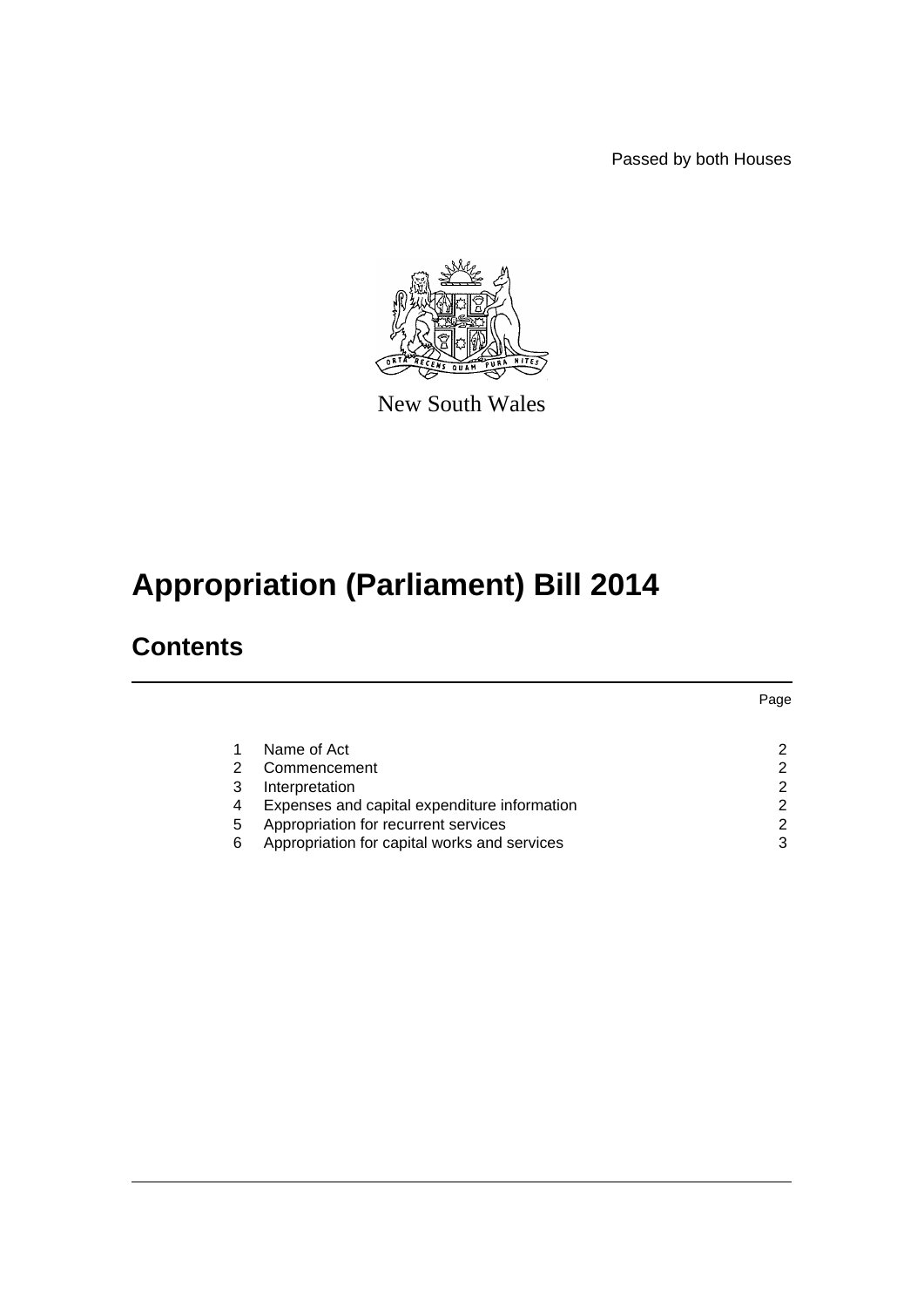Passed by both Houses

New South Wales

# Appropriation (Parliament) Bill 2014

## Contents

| | | Page |
|---|---|---|
| 1 | Name of Act | 2 |
| 2 | Commencement | 2 |
| 3 | Interpretation | 2 |
| 4 | Expenses and capital expenditure information | 2 |
| 5 | Appropriation for recurrent services | 2 |
| 6 | Appropriation for capital works and services | 3 |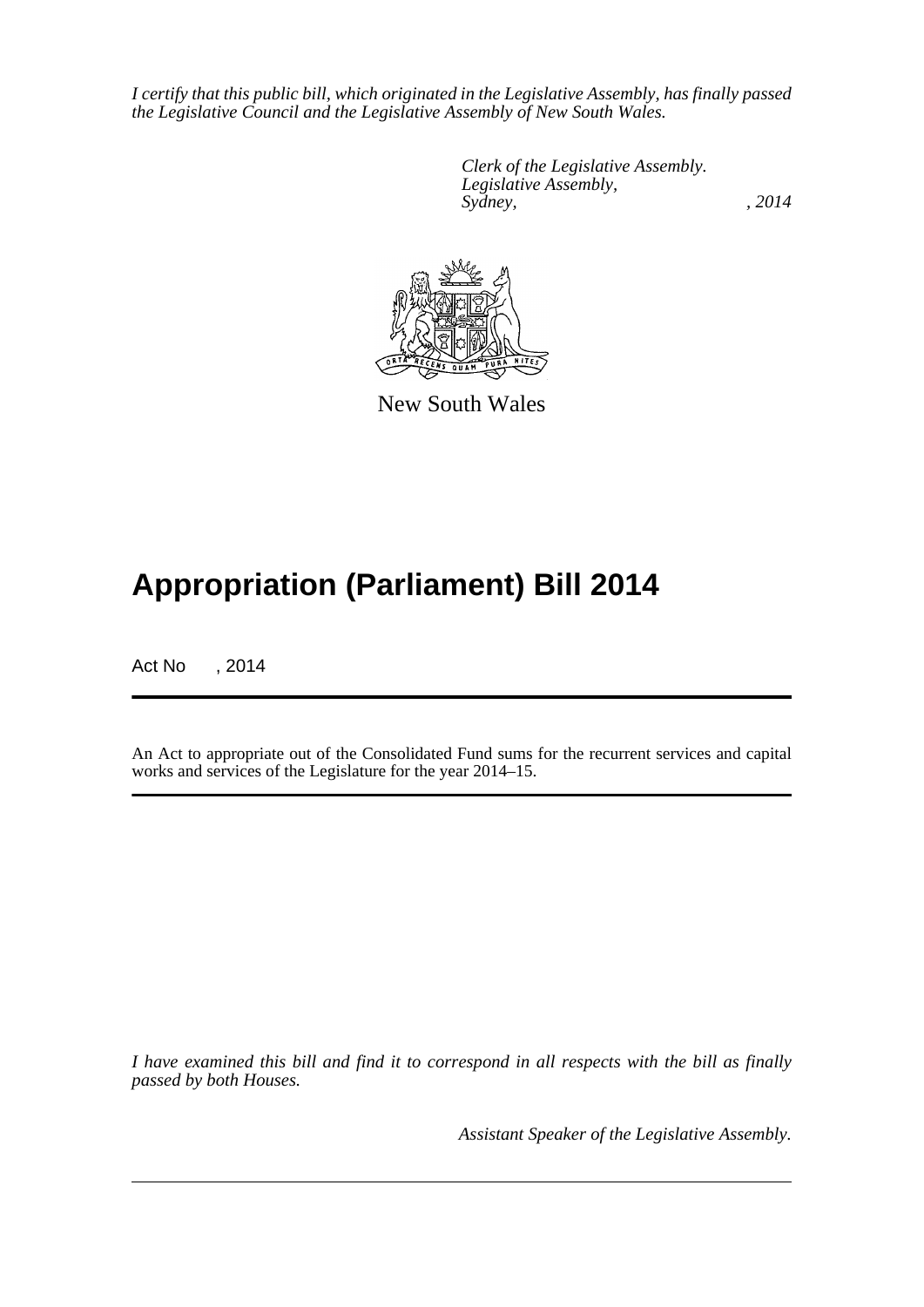*I certify that this public bill, which originated in the Legislative Assembly, has finally passed the Legislative Council and the Legislative Assembly of New South Wales.*

*Clerk of the Legislative Assembly.*
*Legislative Assembly,*
*Sydney, , 2014*

New South Wales

# Appropriation (Parliament) Bill 2014

Act No , 2014

An Act to appropriate out of the Consolidated Fund sums for the recurrent services and capital works and services of the Legislature for the year 2014–15.

*I have examined this bill and find it to correspond in all respects with the bill as finally passed by both Houses.*

*Assistant Speaker of the Legislative Assembly.*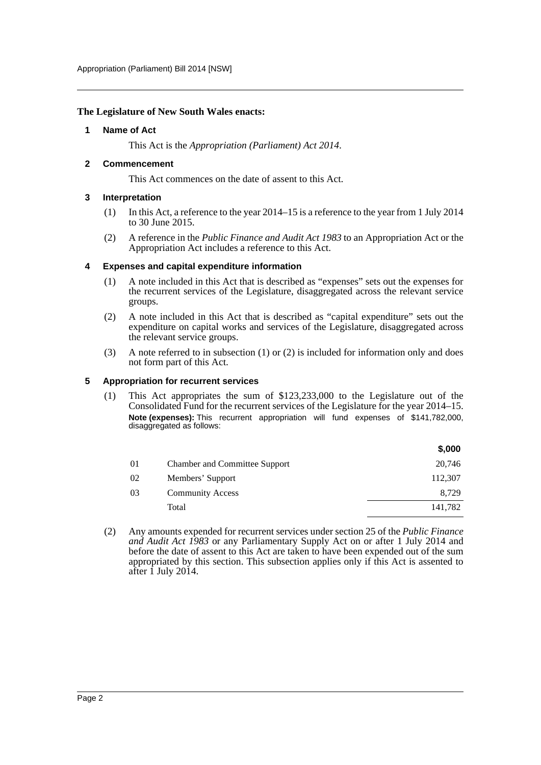**The Legislature of New South Wales enacts:**

### 1 Name of Act

This Act is the *Appropriation (Parliament) Act 2014*.

### 2 Commencement

This Act commences on the date of assent to this Act.

### 3 Interpretation

(1) In this Act, a reference to the year 2014–15 is a reference to the year from 1 July 2014 to 30 June 2015.

(2) A reference in the *Public Finance and Audit Act 1983* to an Appropriation Act or the Appropriation Act includes a reference to this Act.

### 4 Expenses and capital expenditure information

(1) A note included in this Act that is described as "expenses" sets out the expenses for the recurrent services of the Legislature, disaggregated across the relevant service groups.

(2) A note included in this Act that is described as "capital expenditure" sets out the expenditure on capital works and services of the Legislature, disaggregated across the relevant service groups.

(3) A note referred to in subsection (1) or (2) is included for information only and does not form part of this Act.

### 5 Appropriation for recurrent services

(1) This Act appropriates the sum of $123,233,000 to the Legislature out of the Consolidated Fund for the recurrent services of the Legislature for the year 2014–15.

**Note (expenses):** This recurrent appropriation will fund expenses of $141,782,000, disaggregated as follows:

| | | $,000 |
|---|---|---|
| 01 | Chamber and Committee Support | 20,746 |
| 02 | Members' Support | 112,307 |
| 03 | Community Access | 8,729 |
| | Total | 141,782 |

(2) Any amounts expended for recurrent services under section 25 of the *Public Finance and Audit Act 1983* or any Parliamentary Supply Act on or after 1 July 2014 and before the date of assent to this Act are taken to have been expended out of the sum appropriated by this section. This subsection applies only if this Act is assented to after 1 July 2014.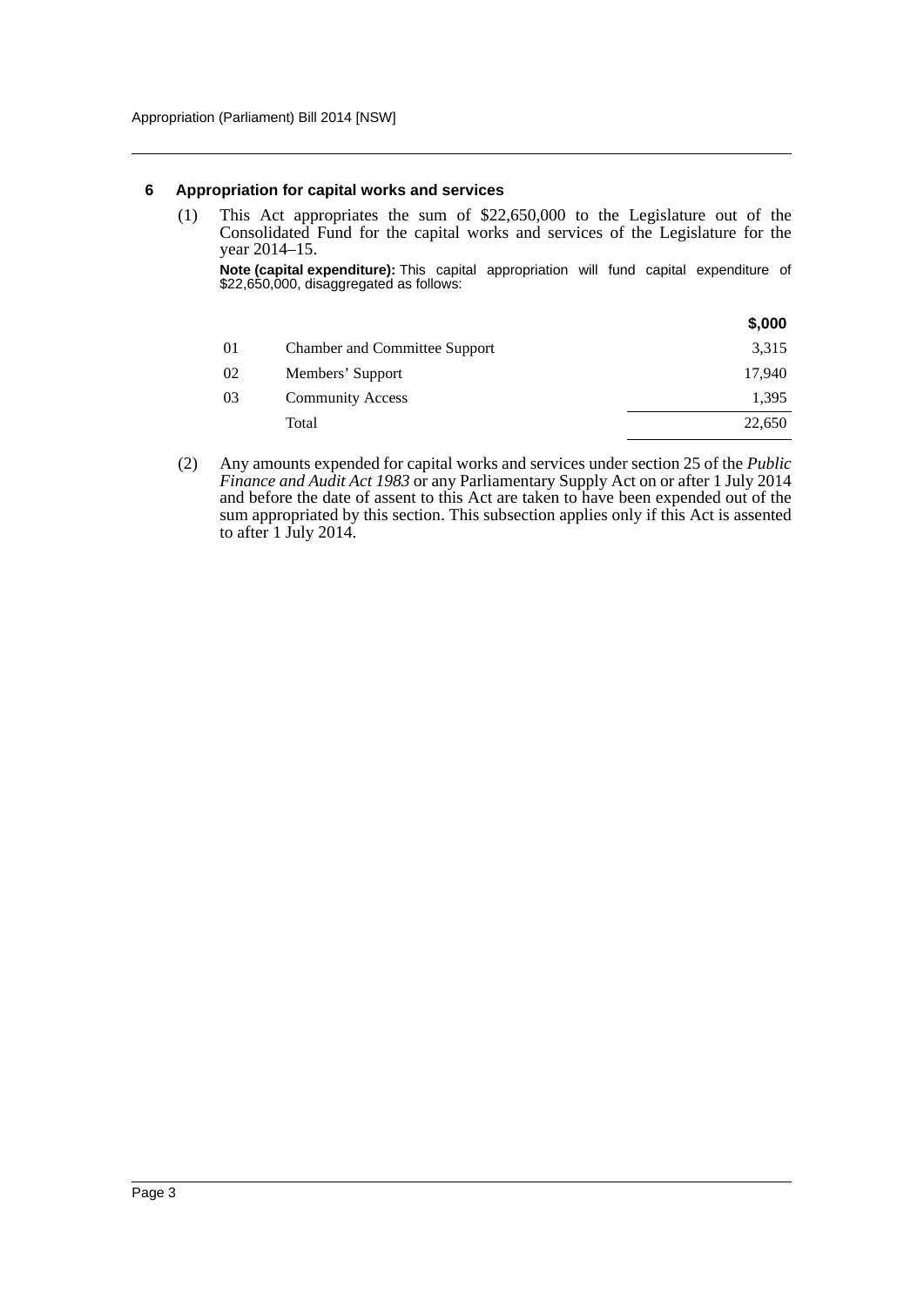### 6 Appropriation for capital works and services

(1) This Act appropriates the sum of $22,650,000 to the Legislature out of the Consolidated Fund for the capital works and services of the Legislature for the year 2014–15.

**Note (capital expenditure):** This capital appropriation will fund capital expenditure of $22,650,000, disaggregated as follows:

| | | $,000 |
|---|---|---|
| 01 | Chamber and Committee Support | 3,315 |
| 02 | Members' Support | 17,940 |
| 03 | Community Access | 1,395 |
| | Total | 22,650 |

(2) Any amounts expended for capital works and services under section 25 of the *Public Finance and Audit Act 1983* or any Parliamentary Supply Act on or after 1 July 2014 and before the date of assent to this Act are taken to have been expended out of the sum appropriated by this section. This subsection applies only if this Act is assented to after 1 July 2014.